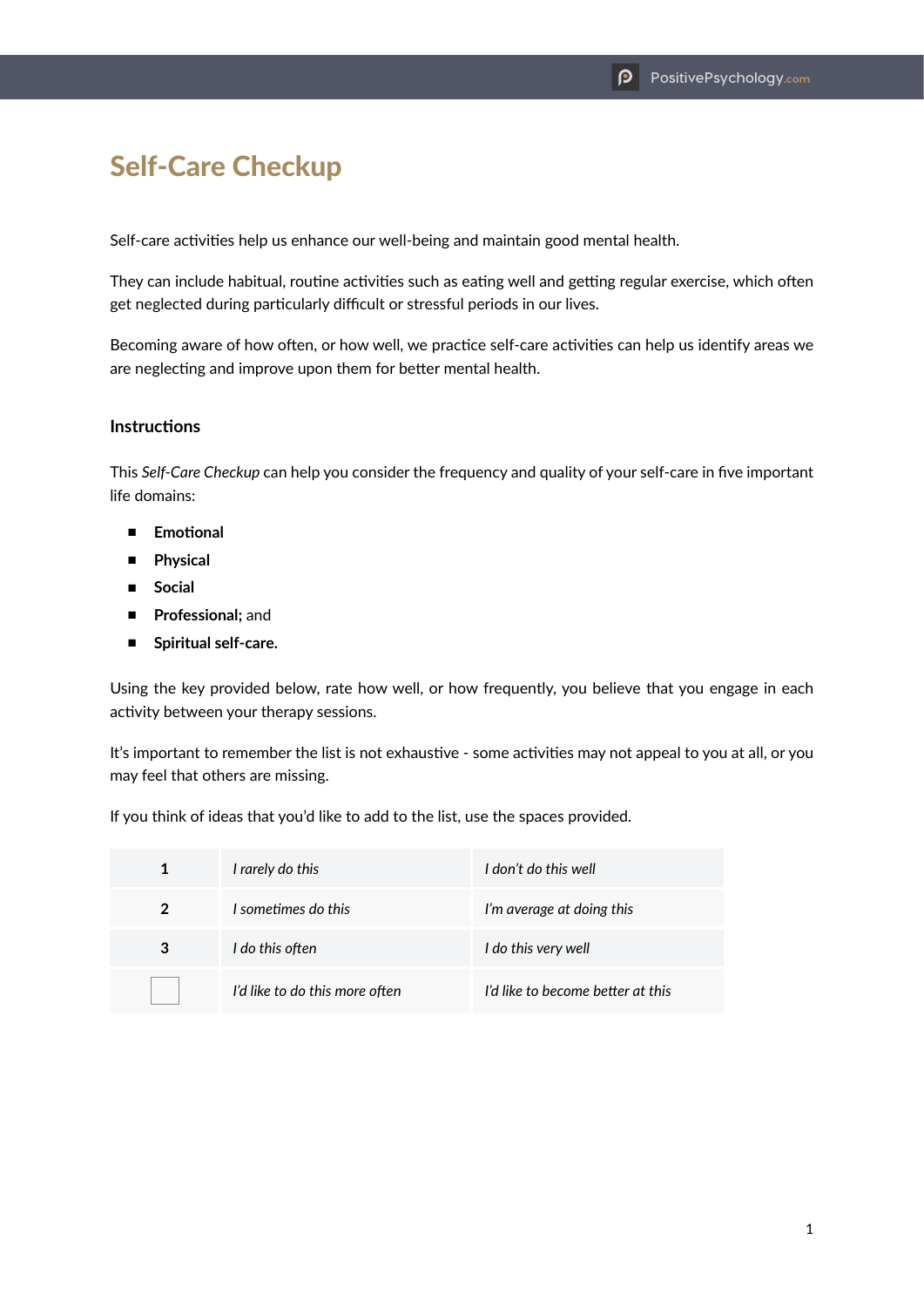# Self-Care Checkup

Self-care activities help us enhance our well-being and maintain good mental health.

They can include habitual, routine activities such as eating well and getting regular exercise, which often get neglected during particularly difficult or stressful periods in our lives.

Becoming aware of how often, or how well, we practice self-care activities can help us identify areas we are neglecting and improve upon them for better mental health.

### Instructions

This *Self-Care Checkup* can help you consider the frequency and quality of your self-care in five important life domains:

- **Emotional**
- **Physical**
- **Social**
- **Professional;** and
- **Spiritual self-care.**

Using the key provided below, rate how well, or how frequently, you believe that you engage in each activity between your therapy sessions.

It's important to remember the list is not exhaustive - some activities may not appeal to you at all, or you may feel that others are missing.

If you think of ideas that you'd like to add to the list, use the spaces provided.

| | | |
|---|---|---|
| **1** | *I rarely do this* | *I don't do this well* |
| **2** | *I sometimes do this* | *I'm average at doing this* |
| **3** | *I do this often* | *I do this very well* |
| ☐ | *I'd like to do this more often* | *I'd like to become better at this* |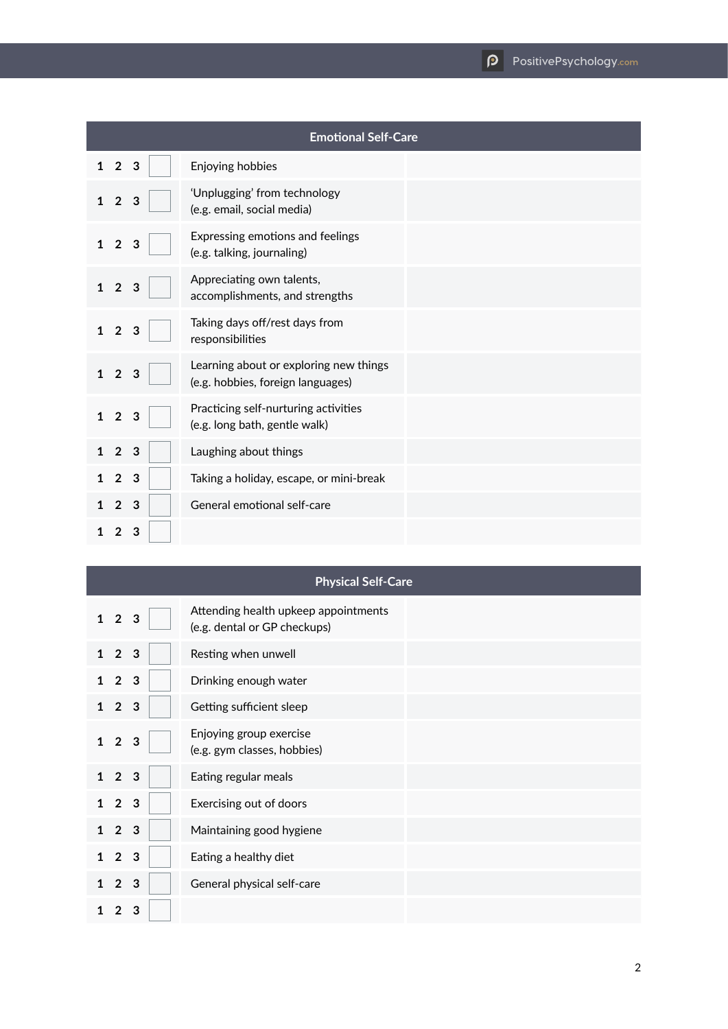| Emotional Self-Care | | |
|---|---|---|
| 1 2 3 ☐ | Enjoying hobbies | |
| 1 2 3 ☐ | 'Unplugging' from technology (e.g. email, social media) | |
| 1 2 3 ☐ | Expressing emotions and feelings (e.g. talking, journaling) | |
| 1 2 3 ☐ | Appreciating own talents, accomplishments, and strengths | |
| 1 2 3 ☐ | Taking days off/rest days from responsibilities | |
| 1 2 3 ☐ | Learning about or exploring new things (e.g. hobbies, foreign languages) | |
| 1 2 3 ☐ | Practicing self-nurturing activities (e.g. long bath, gentle walk) | |
| 1 2 3 ☐ | Laughing about things | |
| 1 2 3 ☐ | Taking a holiday, escape, or mini-break | |
| 1 2 3 ☐ | General emotional self-care | |
| 1 2 3 ☐ | | |

| Physical Self-Care | | |
|---|---|---|
| 1 2 3 ☐ | Attending health upkeep appointments (e.g. dental or GP checkups) | |
| 1 2 3 ☐ | Resting when unwell | |
| 1 2 3 ☐ | Drinking enough water | |
| 1 2 3 ☐ | Getting sufficient sleep | |
| 1 2 3 ☐ | Enjoying group exercise (e.g. gym classes, hobbies) | |
| 1 2 3 ☐ | Eating regular meals | |
| 1 2 3 ☐ | Exercising out of doors | |
| 1 2 3 ☐ | Maintaining good hygiene | |
| 1 2 3 ☐ | Eating a healthy diet | |
| 1 2 3 ☐ | General physical self-care | |
| 1 2 3 ☐ | | |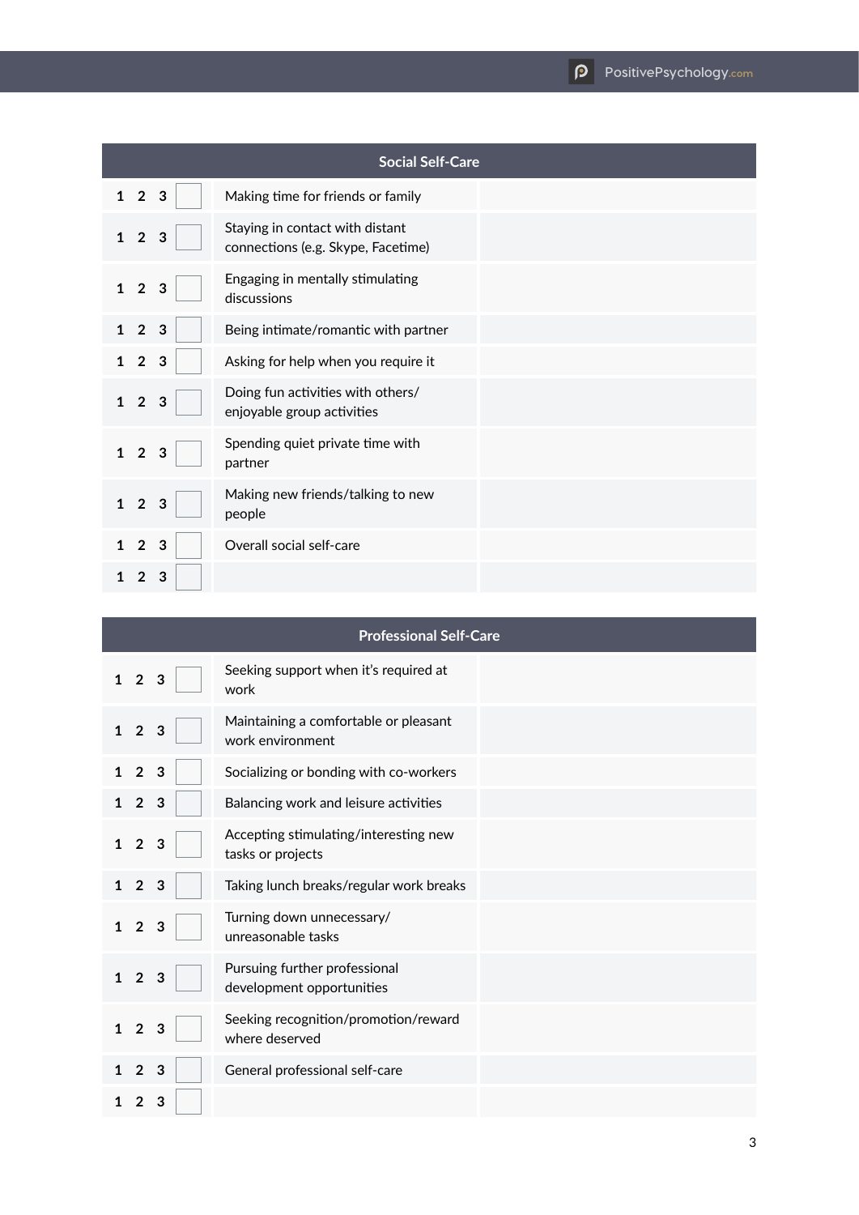| Social Self-Care | | | |
|---|---|---|---|
| 1 2 3 | ☐ | Making time for friends or family | |
| 1 2 3 | ☐ | Staying in contact with distant connections (e.g. Skype, Facetime) | |
| 1 2 3 | ☐ | Engaging in mentally stimulating discussions | |
| 1 2 3 | ☐ | Being intimate/romantic with partner | |
| 1 2 3 | ☐ | Asking for help when you require it | |
| 1 2 3 | ☐ | Doing fun activities with others/ enjoyable group activities | |
| 1 2 3 | ☐ | Spending quiet private time with partner | |
| 1 2 3 | ☐ | Making new friends/talking to new people | |
| 1 2 3 | ☐ | Overall social self-care | |
| 1 2 3 | ☐ | | |

| Professional Self-Care | | | |
|---|---|---|---|
| 1 2 3 | ☐ | Seeking support when it's required at work | |
| 1 2 3 | ☐ | Maintaining a comfortable or pleasant work environment | |
| 1 2 3 | ☐ | Socializing or bonding with co-workers | |
| 1 2 3 | ☐ | Balancing work and leisure activities | |
| 1 2 3 | ☐ | Accepting stimulating/interesting new tasks or projects | |
| 1 2 3 | ☐ | Taking lunch breaks/regular work breaks | |
| 1 2 3 | ☐ | Turning down unnecessary/ unreasonable tasks | |
| 1 2 3 | ☐ | Pursuing further professional development opportunities | |
| 1 2 3 | ☐ | Seeking recognition/promotion/reward where deserved | |
| 1 2 3 | ☐ | General professional self-care | |
| 1 2 3 | ☐ | | |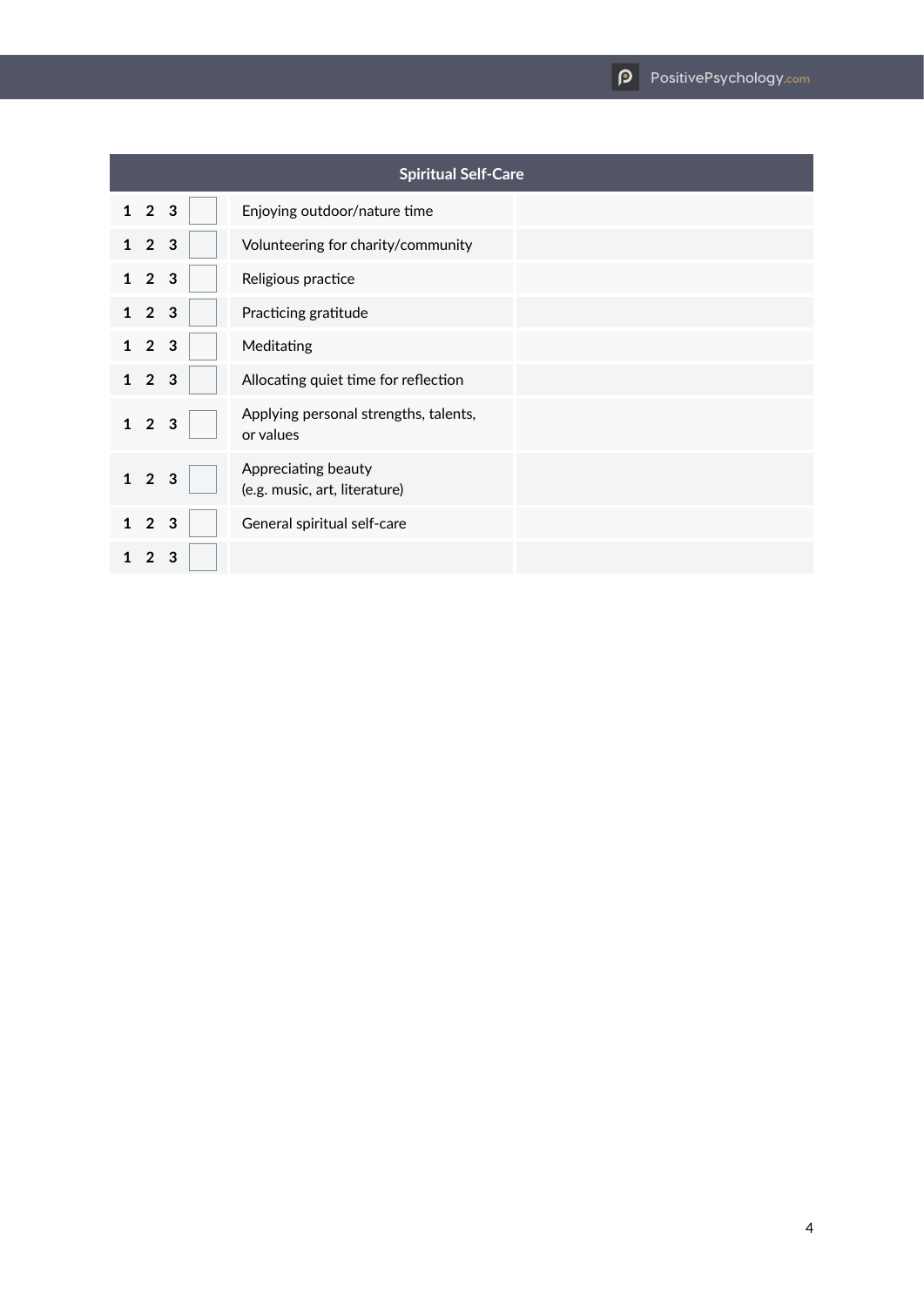| Spiritual Self-Care | | | |
|---|---|---|---|
| **1 2 3** | | Enjoying outdoor/nature time | |
| **1 2 3** | | Volunteering for charity/community | |
| **1 2 3** | | Religious practice | |
| **1 2 3** | | Practicing gratitude | |
| **1 2 3** | | Meditating | |
| **1 2 3** | | Allocating quiet time for reflection | |
| **1 2 3** | | Applying personal strengths, talents, or values | |
| **1 2 3** | | Appreciating beauty (e.g. music, art, literature) | |
| **1 2 3** | | General spiritual self-care | |
| **1 2 3** | | | |